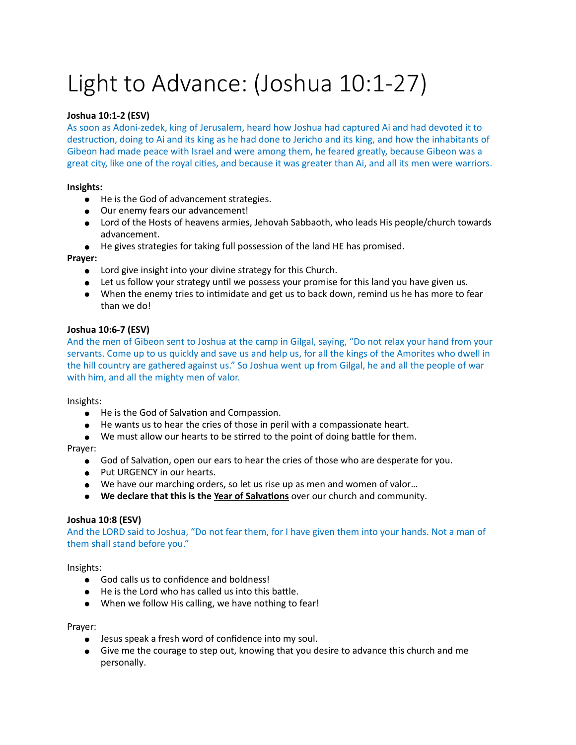# Light to Advance: (Joshua 10:1-27)

**Joshua 10:1-2 (ESV)**
As soon as Adoni-zedek, king of Jerusalem, heard how Joshua had captured Ai and had devoted it to destruction, doing to Ai and its king as he had done to Jericho and its king, and how the inhabitants of Gibeon had made peace with Israel and were among them, he feared greatly, because Gibeon was a great city, like one of the royal cities, and because it was greater than Ai, and all its men were warriors.

**Insights:**

- He is the God of advancement strategies.
- Our enemy fears our advancement!
- Lord of the Hosts of heavens armies, Jehovah Sabbaoth, who leads His people/church towards advancement.
- He gives strategies for taking full possession of the land HE has promised.

**Prayer:**

- Lord give insight into your divine strategy for this Church.
- Let us follow your strategy until we possess your promise for this land you have given us.
- When the enemy tries to intimidate and get us to back down, remind us he has more to fear than we do!

**Joshua 10:6-7 (ESV)**
And the men of Gibeon sent to Joshua at the camp in Gilgal, saying, "Do not relax your hand from your servants. Come up to us quickly and save us and help us, for all the kings of the Amorites who dwell in the hill country are gathered against us." So Joshua went up from Gilgal, he and all the people of war with him, and all the mighty men of valor.

Insights:

- He is the God of Salvation and Compassion.
- He wants us to hear the cries of those in peril with a compassionate heart.
- We must allow our hearts to be stirred to the point of doing battle for them.

Prayer:

- God of Salvation, open our ears to hear the cries of those who are desperate for you.
- Put URGENCY in our hearts.
- We have our marching orders, so let us rise up as men and women of valor…
- **We declare that this is the <u>Year of Salvations</u>** over our church and community.

**Joshua 10:8 (ESV)**
And the LORD said to Joshua, "Do not fear them, for I have given them into your hands. Not a man of them shall stand before you."

Insights:

- God calls us to confidence and boldness!
- He is the Lord who has called us into this battle.
- When we follow His calling, we have nothing to fear!

Prayer:

- Jesus speak a fresh word of confidence into my soul.
- Give me the courage to step out, knowing that you desire to advance this church and me personally.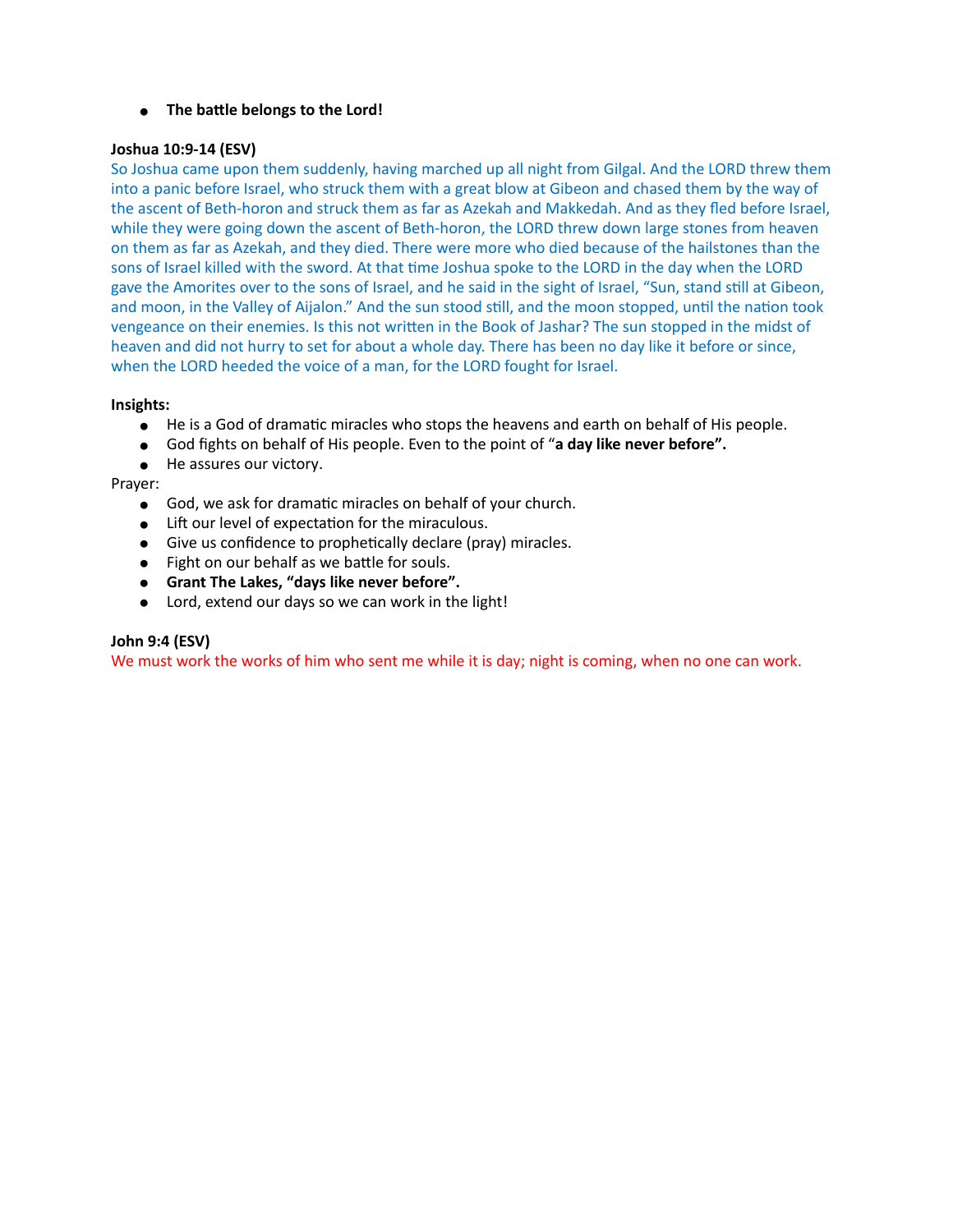- **The battle belongs to the Lord!**

**Joshua 10:9-14 (ESV)**

So Joshua came upon them suddenly, having marched up all night from Gilgal. And the LORD threw them into a panic before Israel, who struck them with a great blow at Gibeon and chased them by the way of the ascent of Beth-horon and struck them as far as Azekah and Makkedah. And as they fled before Israel, while they were going down the ascent of Beth-horon, the LORD threw down large stones from heaven on them as far as Azekah, and they died. There were more who died because of the hailstones than the sons of Israel killed with the sword. At that time Joshua spoke to the LORD in the day when the LORD gave the Amorites over to the sons of Israel, and he said in the sight of Israel, "Sun, stand still at Gibeon, and moon, in the Valley of Aijalon." And the sun stood still, and the moon stopped, until the nation took vengeance on their enemies. Is this not written in the Book of Jashar? The sun stopped in the midst of heaven and did not hurry to set for about a whole day. There has been no day like it before or since, when the LORD heeded the voice of a man, for the LORD fought for Israel.

**Insights:**

- He is a God of dramatic miracles who stops the heavens and earth on behalf of His people.
- God fights on behalf of His people. Even to the point of "**a day like never before".**
- He assures our victory.

Prayer:

- God, we ask for dramatic miracles on behalf of your church.
- Lift our level of expectation for the miraculous.
- Give us confidence to prophetically declare (pray) miracles.
- Fight on our behalf as we battle for souls.
- **Grant The Lakes, "days like never before".**
- Lord, extend our days so we can work in the light!

**John 9:4 (ESV)**

We must work the works of him who sent me while it is day; night is coming, when no one can work.